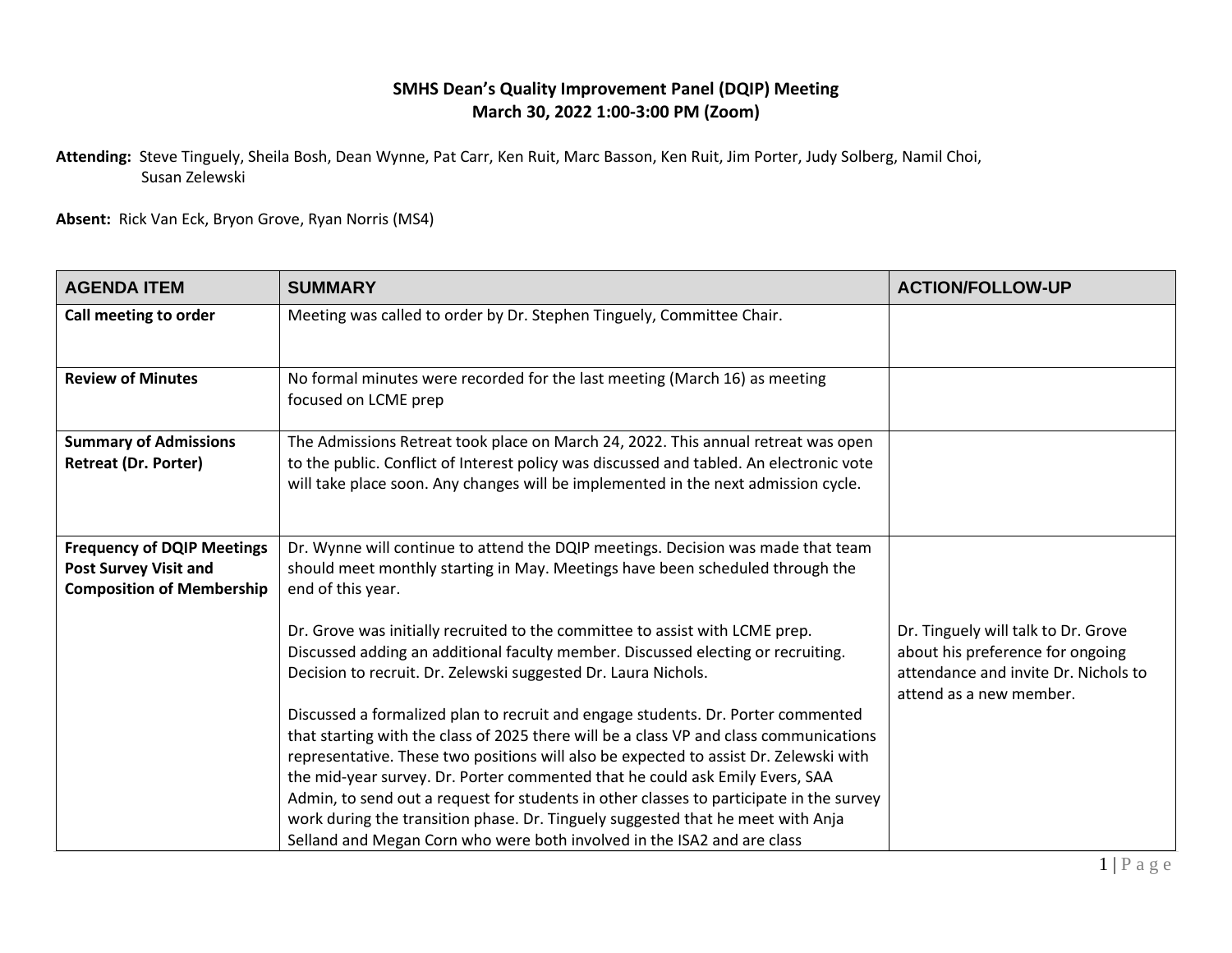**SMHS Dean's Quality Improvement Panel (DQIP) Meeting**
**March 30, 2022 1:00-3:00 PM (Zoom)**

**Attending:** Steve Tinguely, Sheila Bosh, Dean Wynne, Pat Carr, Ken Ruit, Marc Basson, Ken Ruit, Jim Porter, Judy Solberg, Namil Choi, Susan Zelewski

**Absent:** Rick Van Eck, Bryon Grove, Ryan Norris (MS4)

| AGENDA ITEM | SUMMARY | ACTION/FOLLOW-UP |
|---|---|---|
| **Call meeting to order** | Meeting was called to order by Dr. Stephen Tinguely, Committee Chair. | |
| **Review of Minutes** | No formal minutes were recorded for the last meeting (March 16) as meeting focused on LCME prep | |
| **Summary of Admissions Retreat (Dr. Porter)** | The Admissions Retreat took place on March 24, 2022. This annual retreat was open to the public. Conflict of Interest policy was discussed and tabled. An electronic vote will take place soon. Any changes will be implemented in the next admission cycle. | |
| **Frequency of DQIP Meetings Post Survey Visit and Composition of Membership** | Dr. Wynne will continue to attend the DQIP meetings. Decision was made that team should meet monthly starting in May. Meetings have been scheduled through the end of this year.<br><br>Dr. Grove was initially recruited to the committee to assist with LCME prep. Discussed adding an additional faculty member. Discussed electing or recruiting. Decision to recruit. Dr. Zelewski suggested Dr. Laura Nichols.<br><br>Discussed a formalized plan to recruit and engage students. Dr. Porter commented that starting with the class of 2025 there will be a class VP and class communications representative. These two positions will also be expected to assist Dr. Zelewski with the mid-year survey. Dr. Porter commented that he could ask Emily Evers, SAA Admin, to send out a request for students in other classes to participate in the survey work during the transition phase. Dr. Tinguely suggested that he meet with Anja Selland and Megan Corn who were both involved in the ISA2 and are class | Dr. Tinguely will talk to Dr. Grove about his preference for ongoing attendance and invite Dr. Nichols to attend as a new member. |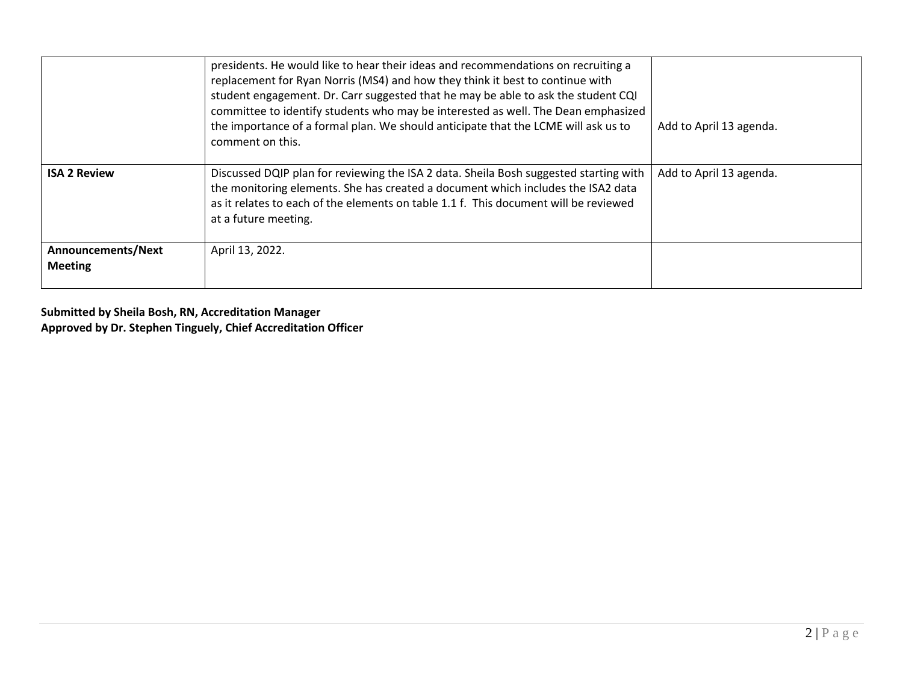| | | |
|---|---|---|
| | presidents. He would like to hear their ideas and recommendations on recruiting a replacement for Ryan Norris (MS4) and how they think it best to continue with student engagement. Dr. Carr suggested that he may be able to ask the student CQI committee to identify students who may be interested as well. The Dean emphasized the importance of a formal plan. We should anticipate that the LCME will ask us to comment on this. | Add to April 13 agenda. |
| **ISA 2 Review** | Discussed DQIP plan for reviewing the ISA 2 data. Sheila Bosh suggested starting with the monitoring elements. She has created a document which includes the ISA2 data as it relates to each of the elements on table 1.1 f. This document will be reviewed at a future meeting. | Add to April 13 agenda. |
| **Announcements/Next Meeting** | April 13, 2022. | |

**Submitted by Sheila Bosh, RN, Accreditation Manager**
**Approved by Dr. Stephen Tinguely, Chief Accreditation Officer**